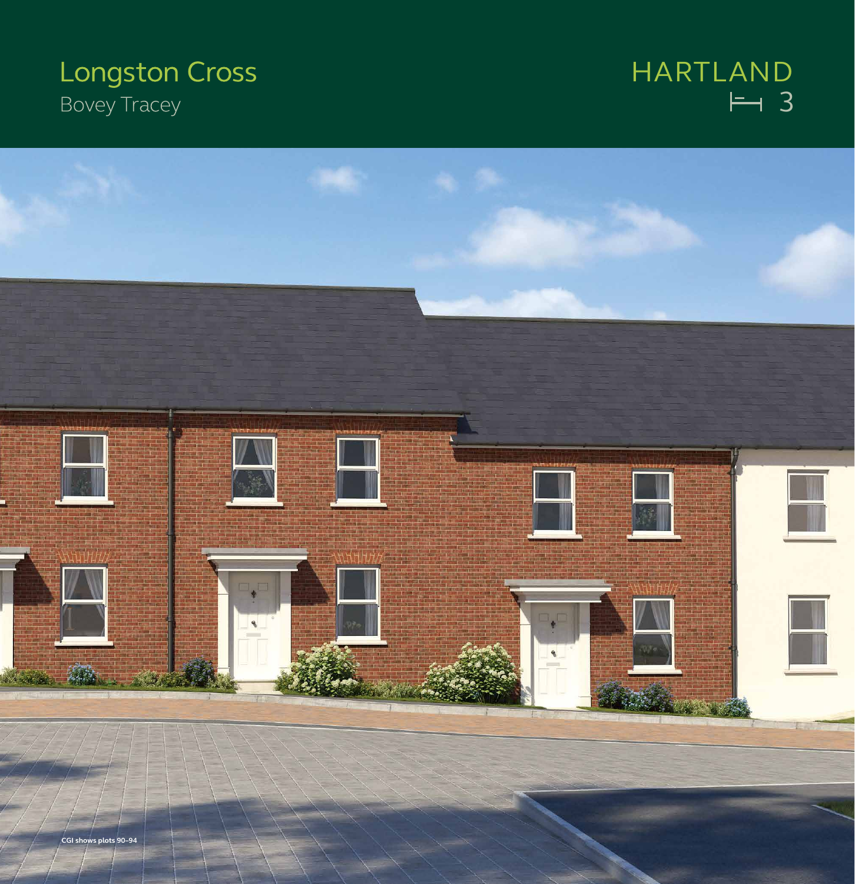# Longston Cross

Bovey Tracey

## HARTLAND

3

CGI shows plots 90–94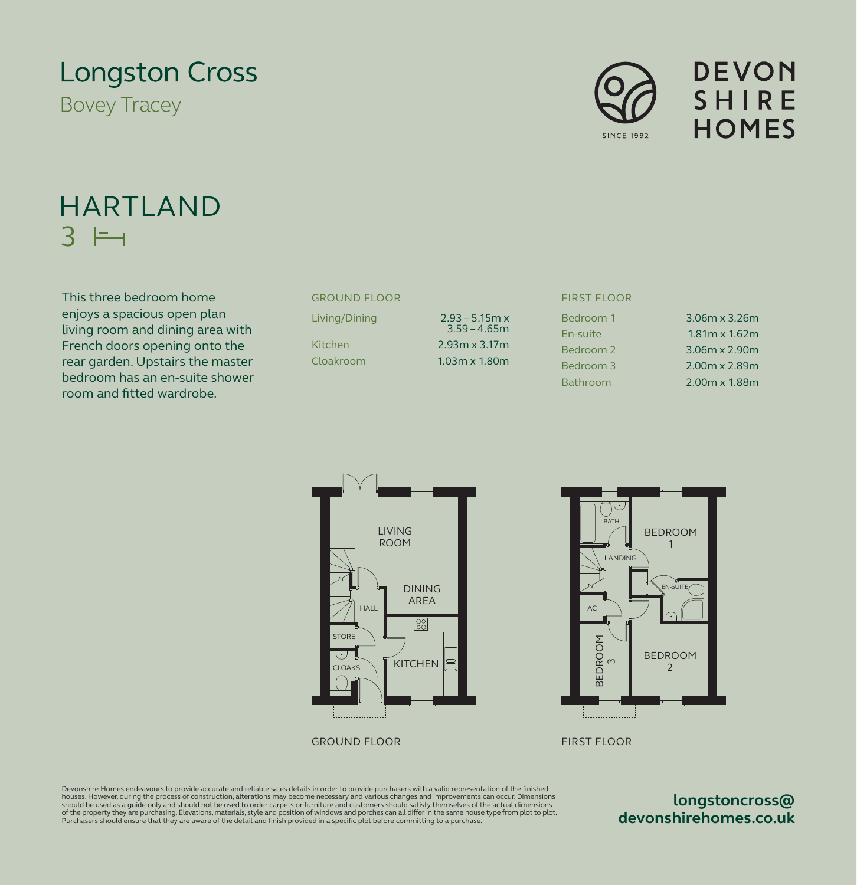# Longston Cross

Bovey Tracey

DEVON SHIRE HOMES

SINCE 1992

## HARTLAND

3 bedrooms

This three bedroom home enjoys a spacious open plan living room and dining area with French doors opening onto the rear garden. Upstairs the master bedroom has an en-suite shower room and fitted wardrobe.

| GROUND FLOOR | |
|---|---|
| Living/Dining | 2.93 – 5.15m x 3.59 – 4.65m |
| Kitchen | 2.93m x 3.17m |
| Cloakroom | 1.03m x 1.80m |

| FIRST FLOOR | |
|---|---|
| Bedroom 1 | 3.06m x 3.26m |
| En-suite | 1.81m x 1.62m |
| Bedroom 2 | 3.06m x 2.90m |
| Bedroom 3 | 2.00m x 2.89m |
| Bathroom | 2.00m x 1.88m |

LIVING ROOM
DINING AREA
HALL
STORE
CLOAKS
KITCHEN

GROUND FLOOR

BATH
BEDROOM 1
LANDING
EN-SUITE
AC
BEDROOM 3
BEDROOM 2

FIRST FLOOR

Devonshire Homes endeavours to provide accurate and reliable sales details in order to provide purchasers with a valid representation of the finished houses. However, during the process of construction, alterations may become necessary and various changes and improvements can occur. Dimensions should be used as a guide only and should not be used to order carpets or furniture and customers should satisfy themselves of the actual dimensions of the property they are purchasing. Elevations, materials, style and position of windows and porches can all differ in the same house type from plot to plot. Purchasers should ensure that they are aware of the detail and finish provided in a specific plot before committing to a purchase.

**longstoncross@devonshirehomes.co.uk**